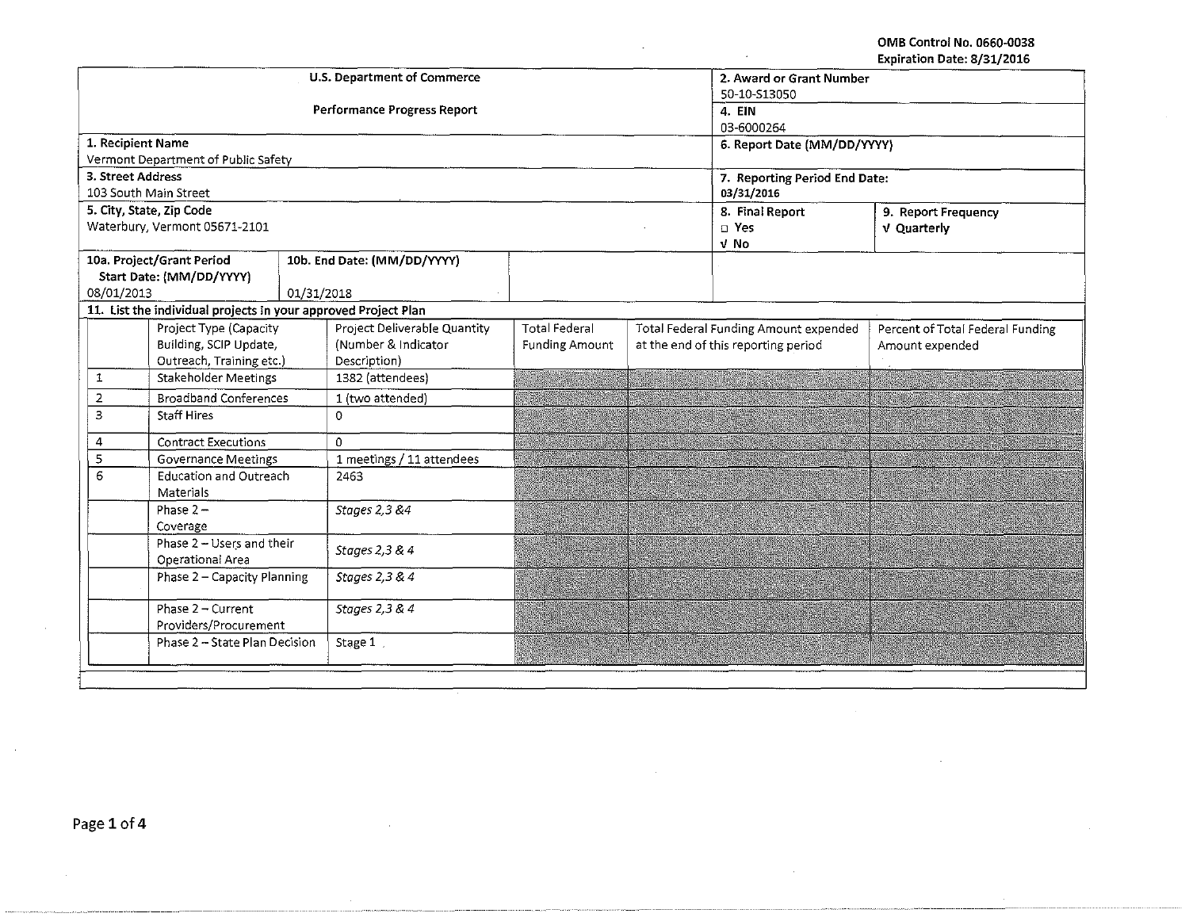OMB Control No. 0660-0038
Expiration Date: 8/31/2016

| U.S. Department of Commerce<br><br>Performance Progress Report | | | 2. Award or Grant Number<br>50-10-S13050<br>4. EIN<br>03-6000264 | |
|---|---|---|---|---|
| 1. Recipient Name<br>Vermont Department of Public Safety | | | 6. Report Date (MM/DD/YYYY) | |
| 3. Street Address<br>103 South Main Street | | | 7. Reporting Period End Date:<br>03/31/2016 | |
| 5. City, State, Zip Code<br>Waterbury, Vermont 05671-2101 | | | 8. Final Report<br>□ Yes<br>√ No | 9. Report Frequency<br>√ Quarterly |
| 10a. Project/Grant Period<br>Start Date: (MM/DD/YYYY)<br>08/01/2013 | 10b. End Date: (MM/DD/YYYY)<br>01/31/2018 | | | |

**11. List the individual projects in your approved Project Plan**

| | Project Type (Capacity Building, SCIP Update, Outreach, Training etc.) | Project Deliverable Quantity (Number & Indicator Description) | Total Federal Funding Amount | Total Federal Funding Amount expended at the end of this reporting period | Percent of Total Federal Funding Amount expended |
|---|---|---|---|---|---|
| 1 | Stakeholder Meetings | 1382 (attendees) | | | |
| 2 | Broadband Conferences | 1 (two attended) | | | |
| 3 | Staff Hires | 0 | | | |
| 4 | Contract Executions | 0 | | | |
| 5 | Governance Meetings | 1 meetings / 11 attendees | | | |
| 6 | Education and Outreach Materials | 2463 | | | |
| | Phase 2 – Coverage | *Stages 2,3 &4* | | | |
| | Phase 2 – Users and their Operational Area | *Stages 2,3 & 4* | | | |
| | Phase 2 – Capacity Planning | *Stages 2,3 & 4* | | | |
| | Phase 2 – Current Providers/Procurement | *Stages 2,3 & 4* | | | |
| | Phase 2 – State Plan Decision | Stage 1 | | | |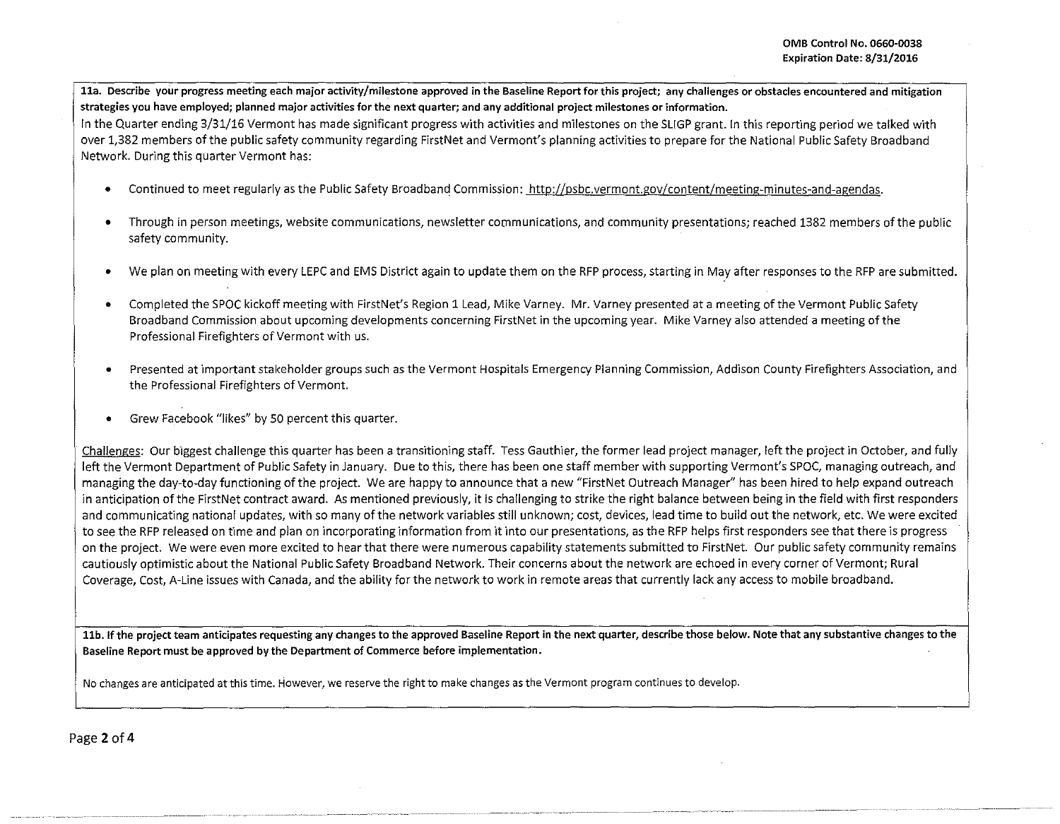OMB Control No. 0660-0038
Expiration Date: 8/31/2016

**11a. Describe your progress meeting each major activity/milestone approved in the Baseline Report for this project; any challenges or obstacles encountered and mitigation strategies you have employed; planned major activities for the next quarter; and any additional project milestones or information.**

In the Quarter ending 3/31/16 Vermont has made significant progress with activities and milestones on the SLIGP grant. In this reporting period we talked with over 1,382 members of the public safety community regarding FirstNet and Vermont's planning activities to prepare for the National Public Safety Broadband Network. During this quarter Vermont has:

- Continued to meet regularly as the Public Safety Broadband Commission: http://psbc.vermont.gov/content/meeting-minutes-and-agendas.
- Through in person meetings, website communications, newsletter communications, and community presentations; reached 1382 members of the public safety community.
- We plan on meeting with every LEPC and EMS District again to update them on the RFP process, starting in May after responses to the RFP are submitted.
- Completed the SPOC kickoff meeting with FirstNet's Region 1 Lead, Mike Varney. Mr. Varney presented at a meeting of the Vermont Public Safety Broadband Commission about upcoming developments concerning FirstNet in the upcoming year. Mike Varney also attended a meeting of the Professional Firefighters of Vermont with us.
- Presented at important stakeholder groups such as the Vermont Hospitals Emergency Planning Commission, Addison County Firefighters Association, and the Professional Firefighters of Vermont.
- Grew Facebook "likes" by 50 percent this quarter.

Challenges: Our biggest challenge this quarter has been a transitioning staff. Tess Gauthier, the former lead project manager, left the project in October, and fully left the Vermont Department of Public Safety in January. Due to this, there has been one staff member with supporting Vermont's SPOC, managing outreach, and managing the day-to-day functioning of the project. We are happy to announce that a new "FirstNet Outreach Manager" has been hired to help expand outreach in anticipation of the FirstNet contract award. As mentioned previously, it is challenging to strike the right balance between being in the field with first responders and communicating national updates, with so many of the network variables still unknown; cost, devices, lead time to build out the network, etc. We were excited to see the RFP released on time and plan on incorporating information from it into our presentations, as the RFP helps first responders see that there is progress on the project. We were even more excited to hear that there were numerous capability statements submitted to FirstNet. Our public safety community remains cautiously optimistic about the National Public Safety Broadband Network. Their concerns about the network are echoed in every corner of Vermont; Rural Coverage, Cost, A-Line issues with Canada, and the ability for the network to work in remote areas that currently lack any access to mobile broadband.

**11b. If the project team anticipates requesting any changes to the approved Baseline Report in the next quarter, describe those below. Note that any substantive changes to the Baseline Report must be approved by the Department of Commerce before implementation.**

No changes are anticipated at this time. However, we reserve the right to make changes as the Vermont program continues to develop.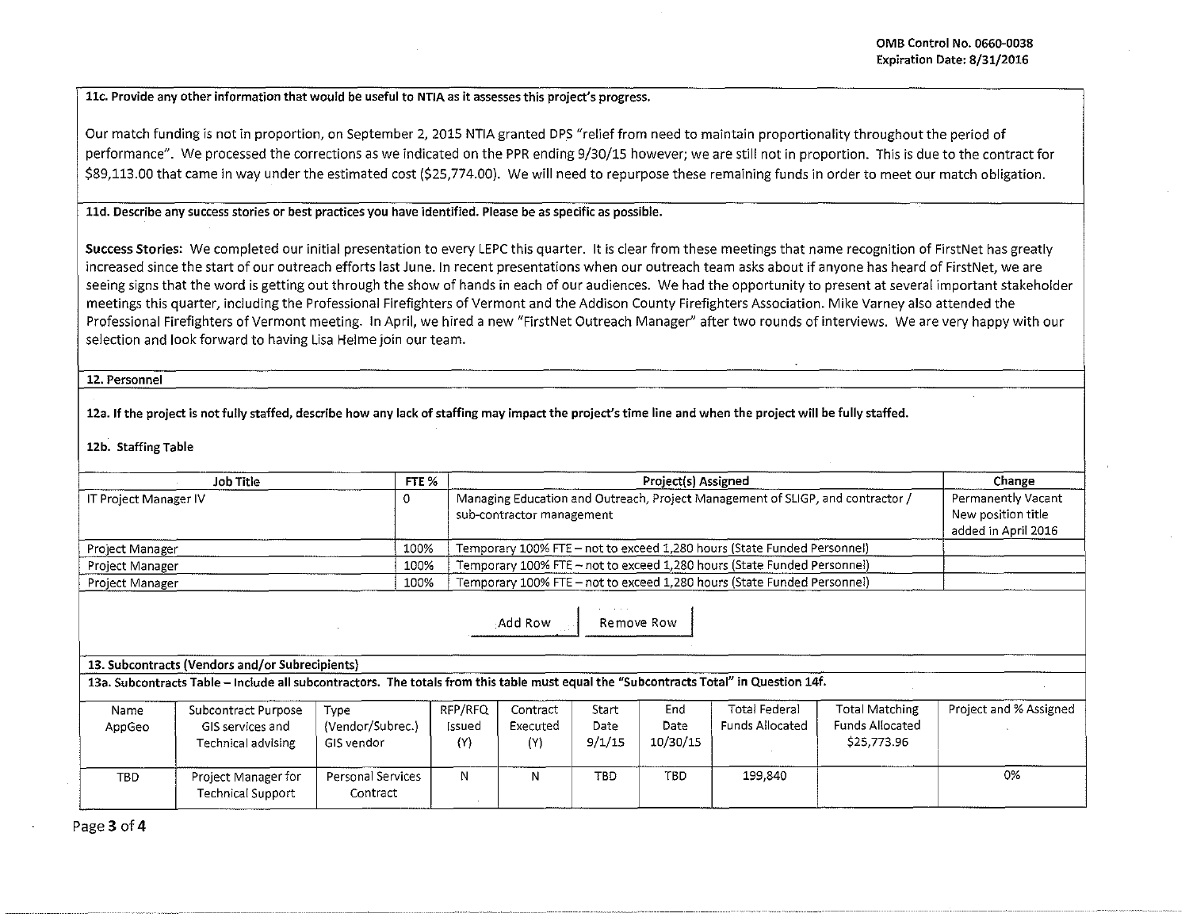**11c. Provide any other information that would be useful to NTIA as it assesses this project's progress.**

Our match funding is not in proportion, on September 2, 2015 NTIA granted DPS "relief from need to maintain proportionality throughout the period of performance". We processed the corrections as we indicated on the PPR ending 9/30/15 however; we are still not in proportion. This is due to the contract for $89,113.00 that came in way under the estimated cost ($25,774.00). We will need to repurpose these remaining funds in order to meet our match obligation.

**11d. Describe any success stories or best practices you have identified. Please be as specific as possible.**

**Success Stories:** We completed our initial presentation to every LEPC this quarter. It is clear from these meetings that name recognition of FirstNet has greatly increased since the start of our outreach efforts last June. In recent presentations when our outreach team asks about if anyone has heard of FirstNet, we are seeing signs that the word is getting out through the show of hands in each of our audiences. We had the opportunity to present at several important stakeholder meetings this quarter, including the Professional Firefighters of Vermont and the Addison County Firefighters Association. Mike Varney also attended the Professional Firefighters of Vermont meeting. In April, we hired a new "FirstNet Outreach Manager" after two rounds of interviews. We are very happy with our selection and look forward to having Lisa Helme join our team.

**12. Personnel**

**12a. If the project is not fully staffed, describe how any lack of staffing may impact the project's time line and when the project will be fully staffed.**

**12b. Staffing Table**

| Job Title | FTE % | Project(s) Assigned | Change |
|---|---|---|---|
| IT Project Manager IV | 0 | Managing Education and Outreach, Project Management of SLIGP, and contractor / sub-contractor management | Permanently Vacant New position title added in April 2016 |
| Project Manager | 100% | Temporary 100% FTE – not to exceed 1,280 hours (State Funded Personnel) | |
| Project Manager | 100% | Temporary 100% FTE – not to exceed 1,280 hours (State Funded Personnel) | |
| Project Manager | 100% | Temporary 100% FTE – not to exceed 1,280 hours (State Funded Personnel) | |

Add Row | Remove Row

**13. Subcontracts (Vendors and/or Subrecipients)**

**13a. Subcontracts Table – Include all subcontractors. The totals from this table must equal the "Subcontracts Total" in Question 14f.**

| Name | Subcontract Purpose | Type (Vendor/Subrec.) | RFP/RFQ Issued (Y/N) | Contract Executed (Y/N) | Start Date | End Date | Total Federal Funds Allocated | Total Matching Funds Allocated | Project and % Assigned |
|---|---|---|---|---|---|---|---|---|---|
| AppGeo | GIS services and Technical advising | GIS vendor | | | 9/1/15 | 10/30/15 | | $25,773.96 | |
| TBD | Project Manager for Technical Support | Personal Services Contract | N | N | TBD | TBD | 199,840 | | 0% |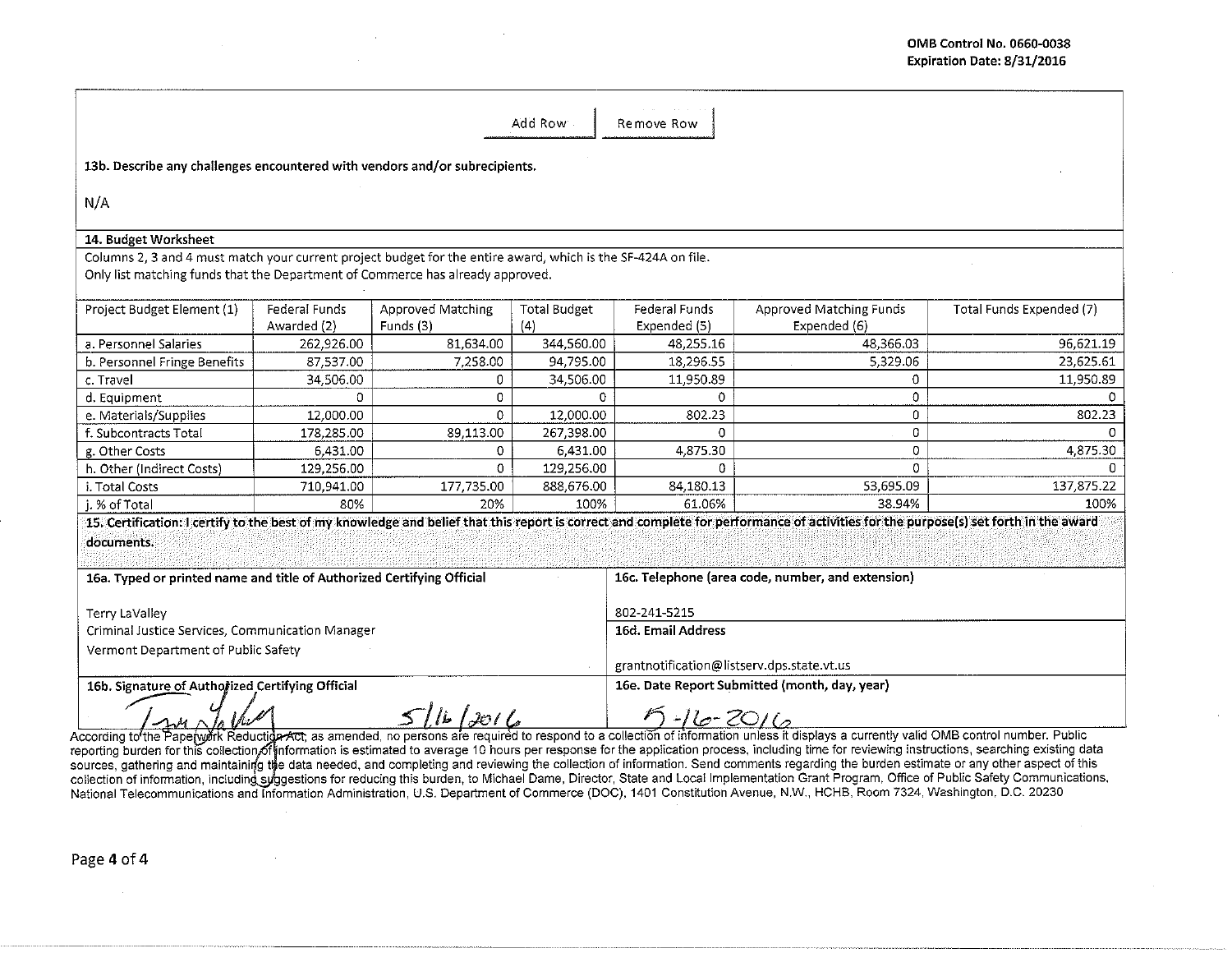OMB Control No. 0660-0038
Expiration Date: 8/31/2016

Add Row | Remove Row

**13b. Describe any challenges encountered with vendors and/or subrecipients.**

N/A

**14. Budget Worksheet**

Columns 2, 3 and 4 must match your current project budget for the entire award, which is the SF-424A on file.
Only list matching funds that the Department of Commerce has already approved.

| Project Budget Element (1) | Federal Funds Awarded (2) | Approved Matching Funds (3) | Total Budget (4) | Federal Funds Expended (5) | Approved Matching Funds Expended (6) | Total Funds Expended (7) |
|---|---|---|---|---|---|---|
| a. Personnel Salaries | 262,926.00 | 81,634.00 | 344,560.00 | 48,255.16 | 48,366.03 | 96,621.19 |
| b. Personnel Fringe Benefits | 87,537.00 | 7,258.00 | 94,795.00 | 18,296.55 | 5,329.06 | 23,625.61 |
| c. Travel | 34,506.00 | 0 | 34,506.00 | 11,950.89 | 0 | 11,950.89 |
| d. Equipment | 0 | 0 | 0 | 0 | 0 | 0 |
| e. Materials/Supplies | 12,000.00 | 0 | 12,000.00 | 802.23 | 0 | 802.23 |
| f. Subcontracts Total | 178,285.00 | 89,113.00 | 267,398.00 | 0 | 0 | 0 |
| g. Other Costs | 6,431.00 | 0 | 6,431.00 | 4,875.30 | 0 | 4,875.30 |
| h. Other (Indirect Costs) | 129,256.00 | 0 | 129,256.00 | 0 | 0 | 0 |
| i. Total Costs | 710,941.00 | 177,735.00 | 888,676.00 | 84,180.13 | 53,695.09 | 137,875.22 |
| j. % of Total | 80% | 20% | 100% | 61.06% | 38.94% | 100% |

**15. Certification: I certify to the best of my knowledge and belief that this report is correct and complete for performance of activities for the purpose(s) set forth in the award documents.**

**16a. Typed or printed name and title of Authorized Certifying Official**

Terry LaValley
Criminal Justice Services, Communication Manager
Vermont Department of Public Safety

**16c. Telephone (area code, number, and extension)**

802-241-5215

**16d. Email Address**

grantnotification@listserv.dps.state.vt.us

**16b. Signature of Authorized Certifying Official**

[Signature] 5/16/2016

**16e. Date Report Submitted (month, day, year)**

5-16-2016

According to the Paperwork Reduction Act, as amended, no persons are required to respond to a collection of information unless it displays a currently valid OMB control number. Public reporting burden for this collection of information is estimated to average 10 hours per response for the application process, including time for reviewing instructions, searching existing data sources, gathering and maintaining the data needed, and completing and reviewing the collection of information. Send comments regarding the burden estimate or any other aspect of this collection of information, including suggestions for reducing this burden, to Michael Dame, Director, State and Local Implementation Grant Program, Office of Public Safety Communications, National Telecommunications and Information Administration, U.S. Department of Commerce (DOC), 1401 Constitution Avenue, N.W., HCHB, Room 7324, Washington, D.C. 20230